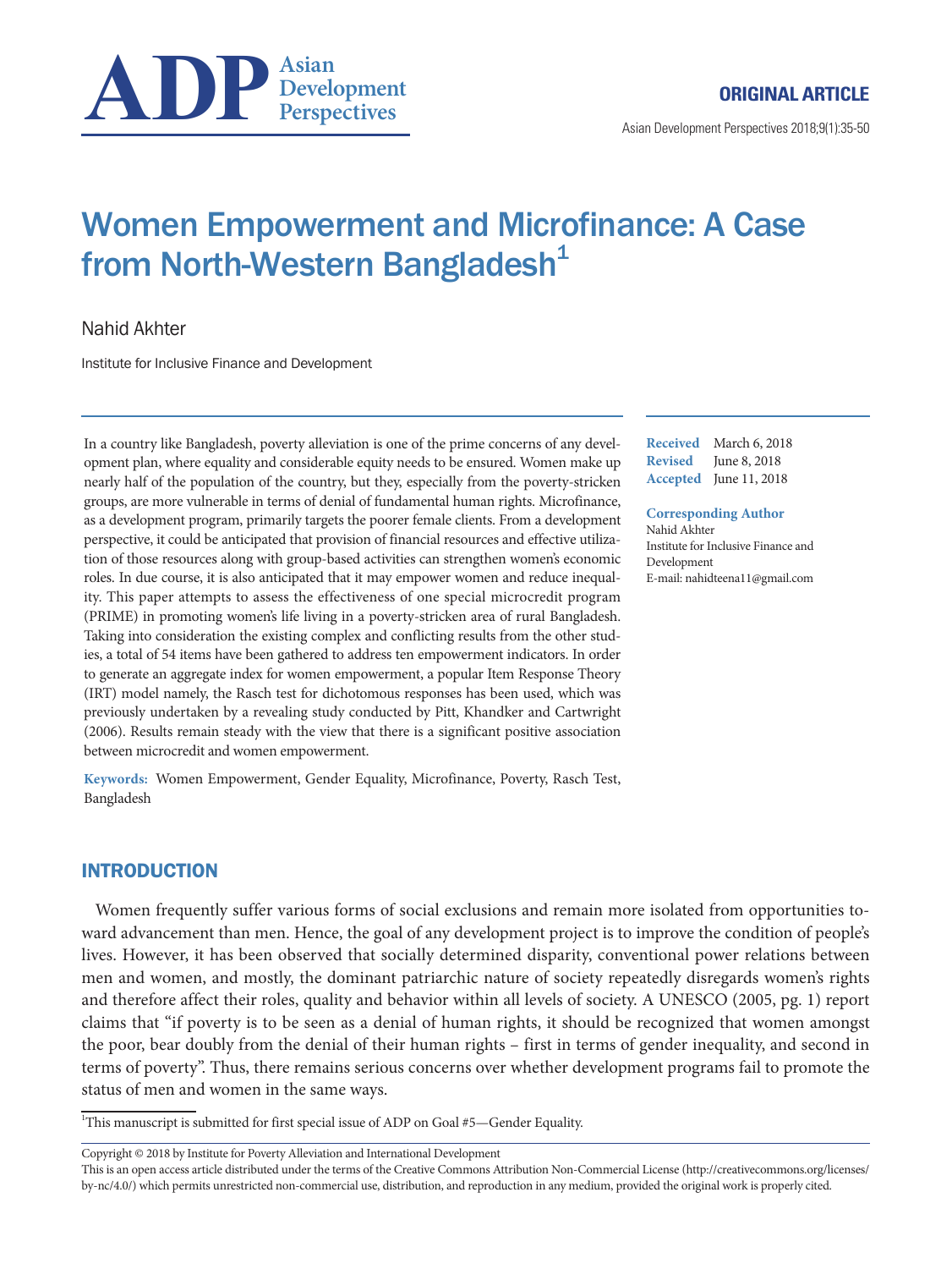ORIGINAL ARTICLE

# Women Empowerment and Microfinance: A Case from North-Western Bangladesh[1]

Nahid Akhter

Institute for Inclusive Finance and Development

In a country like Bangladesh, poverty alleviation is one of the prime concerns of any development plan, where equality and considerable equity needs to be ensured. Women make up nearly half of the population of the country, but they, especially from the poverty-stricken groups, are more vulnerable in terms of denial of fundamental human rights. Microfinance, as a development program, primarily targets the poorer female clients. From a development perspective, it could be anticipated that provision of financial resources and effective utilization of those resources along with group-based activities can strengthen women's economic roles. In due course, it is also anticipated that it may empower women and reduce inequality. This paper attempts to assess the effectiveness of one special microcredit program (PRIME) in promoting women's life living in a poverty-stricken area of rural Bangladesh. Taking into consideration the existing complex and conflicting results from the other studies, a total of 54 items have been gathered to address ten empowerment indicators. In order to generate an aggregate index for women empowerment, a popular Item Response Theory (IRT) model namely, the Rasch test for dichotomous responses has been used, which was previously undertaken by a revealing study conducted by Pitt, Khandker and Cartwright (2006). Results remain steady with the view that there is a significant positive association between microcredit and women empowerment.

**Keywords:** Women Empowerment, Gender Equality, Microfinance, Poverty, Rasch Test, Bangladesh

**Received** March 6, 2018
**Revised** June 8, 2018
**Accepted** June 11, 2018

**Corresponding Author**
Nahid Akhter
Institute for Inclusive Finance and Development
E-mail: nahidteena11@gmail.com

## INTRODUCTION

Women frequently suffer various forms of social exclusions and remain more isolated from opportunities toward advancement than men. Hence, the goal of any development project is to improve the condition of people's lives. However, it has been observed that socially determined disparity, conventional power relations between men and women, and mostly, the dominant patriarchic nature of society repeatedly disregards women's rights and therefore affect their roles, quality and behavior within all levels of society. A UNESCO (2005, pg. 1) report claims that "if poverty is to be seen as a denial of human rights, it should be recognized that women amongst the poor, bear doubly from the denial of their human rights – first in terms of gender inequality, and second in terms of poverty". Thus, there remains serious concerns over whether development programs fail to promote the status of men and women in the same ways.

[1]This manuscript is submitted for first special issue of ADP on Goal #5—Gender Equality.

Copyright © 2018 by Institute for Poverty Alleviation and International Development
This is an open access article distributed under the terms of the Creative Commons Attribution Non-Commercial License (http://creativecommons.org/licenses/by-nc/4.0/) which permits unrestricted non-commercial use, distribution, and reproduction in any medium, provided the original work is properly cited.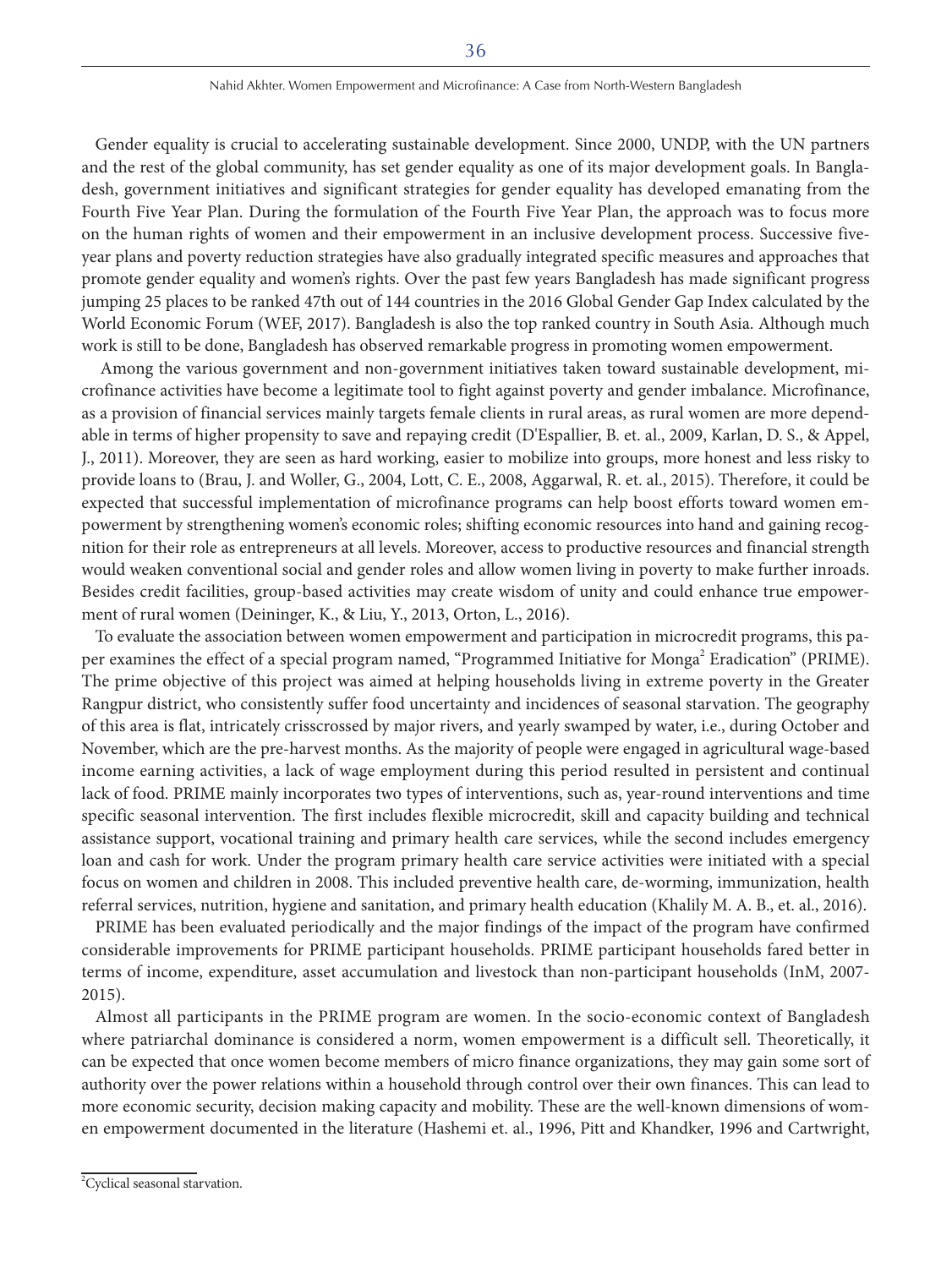Gender equality is crucial to accelerating sustainable development. Since 2000, UNDP, with the UN partners and the rest of the global community, has set gender equality as one of its major development goals. In Bangladesh, government initiatives and significant strategies for gender equality has developed emanating from the Fourth Five Year Plan. During the formulation of the Fourth Five Year Plan, the approach was to focus more on the human rights of women and their empowerment in an inclusive development process. Successive five-year plans and poverty reduction strategies have also gradually integrated specific measures and approaches that promote gender equality and women's rights. Over the past few years Bangladesh has made significant progress jumping 25 places to be ranked 47th out of 144 countries in the 2016 Global Gender Gap Index calculated by the World Economic Forum (WEF, 2017). Bangladesh is also the top ranked country in South Asia. Although much work is still to be done, Bangladesh has observed remarkable progress in promoting women empowerment.

Among the various government and non-government initiatives taken toward sustainable development, microfinance activities have become a legitimate tool to fight against poverty and gender imbalance. Microfinance, as a provision of financial services mainly targets female clients in rural areas, as rural women are more dependable in terms of higher propensity to save and repaying credit (D'Espallier, B. et. al., 2009, Karlan, D. S., & Appel, J., 2011). Moreover, they are seen as hard working, easier to mobilize into groups, more honest and less risky to provide loans to (Brau, J. and Woller, G., 2004, Lott, C. E., 2008, Aggarwal, R. et. al., 2015). Therefore, it could be expected that successful implementation of microfinance programs can help boost efforts toward women empowerment by strengthening women's economic roles; shifting economic resources into hand and gaining recognition for their role as entrepreneurs at all levels. Moreover, access to productive resources and financial strength would weaken conventional social and gender roles and allow women living in poverty to make further inroads. Besides credit facilities, group-based activities may create wisdom of unity and could enhance true empowerment of rural women (Deininger, K., & Liu, Y., 2013, Orton, L., 2016).

To evaluate the association between women empowerment and participation in microcredit programs, this paper examines the effect of a special program named, "Programmed Initiative for Monga[2] Eradication" (PRIME). The prime objective of this project was aimed at helping households living in extreme poverty in the Greater Rangpur district, who consistently suffer food uncertainty and incidences of seasonal starvation. The geography of this area is flat, intricately crisscrossed by major rivers, and yearly swamped by water, i.e., during October and November, which are the pre-harvest months. As the majority of people were engaged in agricultural wage-based income earning activities, a lack of wage employment during this period resulted in persistent and continual lack of food. PRIME mainly incorporates two types of interventions, such as, year-round interventions and time specific seasonal intervention. The first includes flexible microcredit, skill and capacity building and technical assistance support, vocational training and primary health care services, while the second includes emergency loan and cash for work. Under the program primary health care service activities were initiated with a special focus on women and children in 2008. This included preventive health care, de-worming, immunization, health referral services, nutrition, hygiene and sanitation, and primary health education (Khalily M. A. B., et. al., 2016).

PRIME has been evaluated periodically and the major findings of the impact of the program have confirmed considerable improvements for PRIME participant households. PRIME participant households fared better in terms of income, expenditure, asset accumulation and livestock than non-participant households (InM, 2007-2015).

Almost all participants in the PRIME program are women. In the socio-economic context of Bangladesh where patriarchal dominance is considered a norm, women empowerment is a difficult sell. Theoretically, it can be expected that once women become members of micro finance organizations, they may gain some sort of authority over the power relations within a household through control over their own finances. This can lead to more economic security, decision making capacity and mobility. These are the well-known dimensions of women empowerment documented in the literature (Hashemi et. al., 1996, Pitt and Khandker, 1996 and Cartwright,

[2] Cyclical seasonal starvation.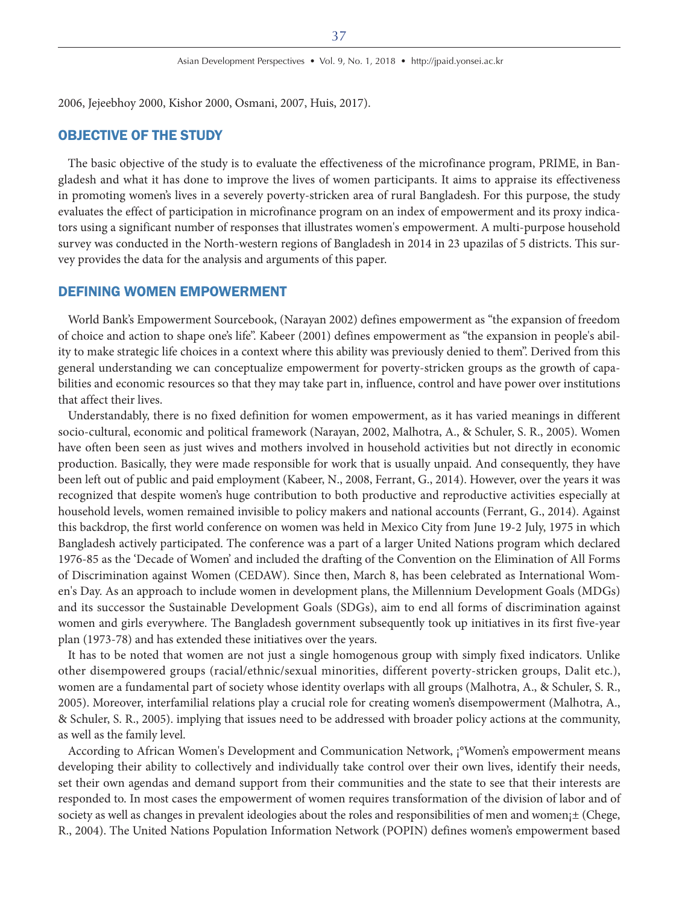2006, Jejeebhoy 2000, Kishor 2000, Osmani, 2007, Huis, 2017).

## OBJECTIVE OF THE STUDY

The basic objective of the study is to evaluate the effectiveness of the microfinance program, PRIME, in Bangladesh and what it has done to improve the lives of women participants. It aims to appraise its effectiveness in promoting women's lives in a severely poverty-stricken area of rural Bangladesh. For this purpose, the study evaluates the effect of participation in microfinance program on an index of empowerment and its proxy indicators using a significant number of responses that illustrates women's empowerment. A multi-purpose household survey was conducted in the North-western regions of Bangladesh in 2014 in 23 upazilas of 5 districts. This survey provides the data for the analysis and arguments of this paper.

## DEFINING WOMEN EMPOWERMENT

World Bank's Empowerment Sourcebook, (Narayan 2002) defines empowerment as "the expansion of freedom of choice and action to shape one's life". Kabeer (2001) defines empowerment as "the expansion in people's ability to make strategic life choices in a context where this ability was previously denied to them". Derived from this general understanding we can conceptualize empowerment for poverty-stricken groups as the growth of capabilities and economic resources so that they may take part in, influence, control and have power over institutions that affect their lives.

Understandably, there is no fixed definition for women empowerment, as it has varied meanings in different socio-cultural, economic and political framework (Narayan, 2002, Malhotra, A., & Schuler, S. R., 2005). Women have often been seen as just wives and mothers involved in household activities but not directly in economic production. Basically, they were made responsible for work that is usually unpaid. And consequently, they have been left out of public and paid employment (Kabeer, N., 2008, Ferrant, G., 2014). However, over the years it was recognized that despite women's huge contribution to both productive and reproductive activities especially at household levels, women remained invisible to policy makers and national accounts (Ferrant, G., 2014). Against this backdrop, the first world conference on women was held in Mexico City from June 19-2 July, 1975 in which Bangladesh actively participated. The conference was a part of a larger United Nations program which declared 1976-85 as the 'Decade of Women' and included the drafting of the Convention on the Elimination of All Forms of Discrimination against Women (CEDAW). Since then, March 8, has been celebrated as International Women's Day. As an approach to include women in development plans, the Millennium Development Goals (MDGs) and its successor the Sustainable Development Goals (SDGs), aim to end all forms of discrimination against women and girls everywhere. The Bangladesh government subsequently took up initiatives in its first five-year plan (1973-78) and has extended these initiatives over the years.

It has to be noted that women are not just a single homogenous group with simply fixed indicators. Unlike other disempowered groups (racial/ethnic/sexual minorities, different poverty-stricken groups, Dalit etc.), women are a fundamental part of society whose identity overlaps with all groups (Malhotra, A., & Schuler, S. R., 2005). Moreover, interfamilial relations play a crucial role for creating women's disempowerment (Malhotra, A., & Schuler, S. R., 2005). implying that issues need to be addressed with broader policy actions at the community, as well as the family level.

According to African Women's Development and Communication Network, ¡°Women's empowerment means developing their ability to collectively and individually take control over their own lives, identify their needs, set their own agendas and demand support from their communities and the state to see that their interests are responded to. In most cases the empowerment of women requires transformation of the division of labor and of society as well as changes in prevalent ideologies about the roles and responsibilities of men and women¡± (Chege, R., 2004). The United Nations Population Information Network (POPIN) defines women's empowerment based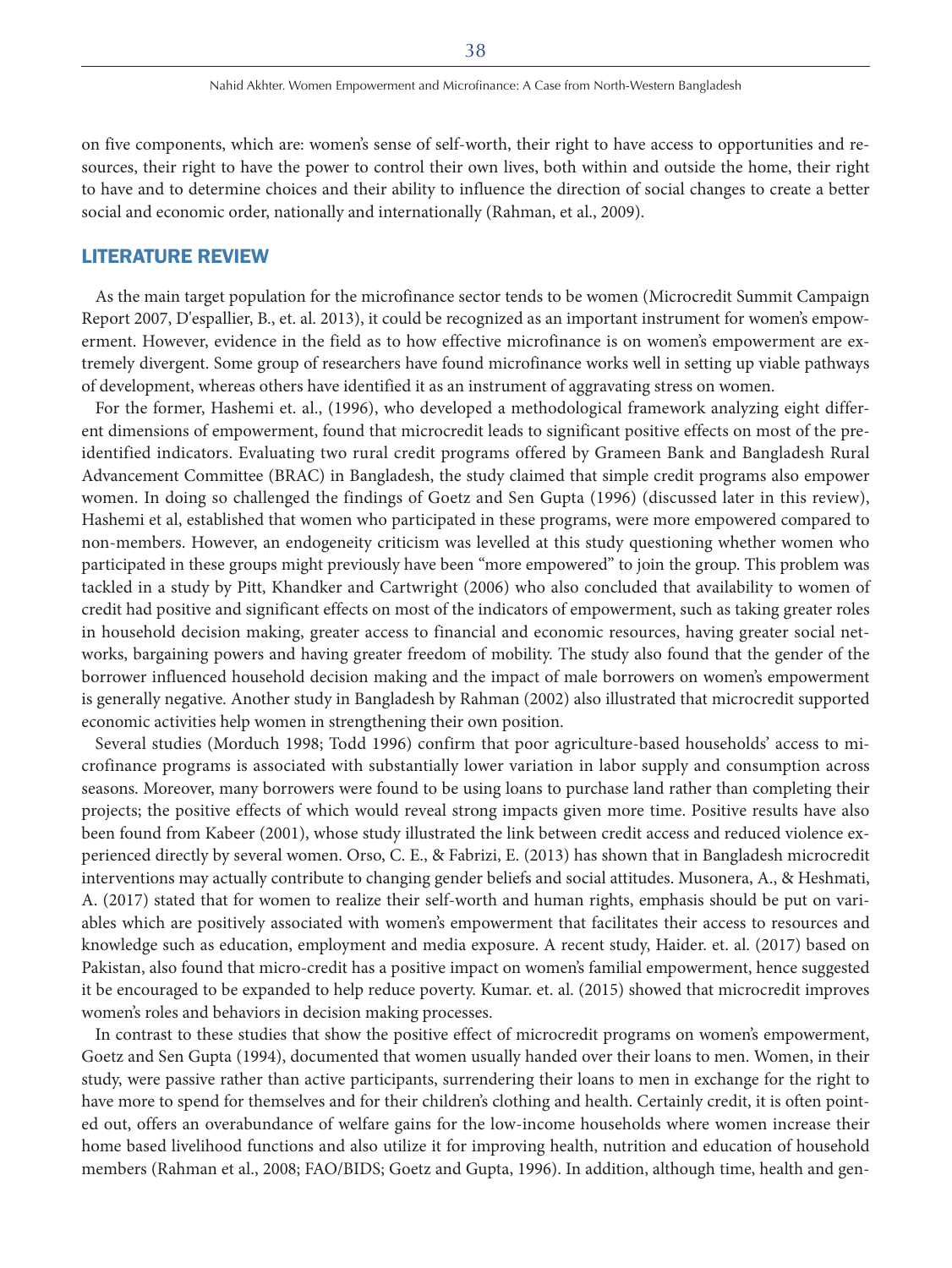on five components, which are: women's sense of self-worth, their right to have access to opportunities and resources, their right to have the power to control their own lives, both within and outside the home, their right to have and to determine choices and their ability to influence the direction of social changes to create a better social and economic order, nationally and internationally (Rahman, et al., 2009).

## LITERATURE REVIEW

As the main target population for the microfinance sector tends to be women (Microcredit Summit Campaign Report 2007, D'espallier, B., et. al. 2013), it could be recognized as an important instrument for women's empowerment. However, evidence in the field as to how effective microfinance is on women's empowerment are extremely divergent. Some group of researchers have found microfinance works well in setting up viable pathways of development, whereas others have identified it as an instrument of aggravating stress on women.

For the former, Hashemi et. al., (1996), who developed a methodological framework analyzing eight different dimensions of empowerment, found that microcredit leads to significant positive effects on most of the pre-identified indicators. Evaluating two rural credit programs offered by Grameen Bank and Bangladesh Rural Advancement Committee (BRAC) in Bangladesh, the study claimed that simple credit programs also empower women. In doing so challenged the findings of Goetz and Sen Gupta (1996) (discussed later in this review), Hashemi et al, established that women who participated in these programs, were more empowered compared to non-members. However, an endogeneity criticism was levelled at this study questioning whether women who participated in these groups might previously have been "more empowered" to join the group. This problem was tackled in a study by Pitt, Khandker and Cartwright (2006) who also concluded that availability to women of credit had positive and significant effects on most of the indicators of empowerment, such as taking greater roles in household decision making, greater access to financial and economic resources, having greater social networks, bargaining powers and having greater freedom of mobility. The study also found that the gender of the borrower influenced household decision making and the impact of male borrowers on women's empowerment is generally negative. Another study in Bangladesh by Rahman (2002) also illustrated that microcredit supported economic activities help women in strengthening their own position.

Several studies (Morduch 1998; Todd 1996) confirm that poor agriculture-based households' access to microfinance programs is associated with substantially lower variation in labor supply and consumption across seasons. Moreover, many borrowers were found to be using loans to purchase land rather than completing their projects; the positive effects of which would reveal strong impacts given more time. Positive results have also been found from Kabeer (2001), whose study illustrated the link between credit access and reduced violence experienced directly by several women. Orso, C. E., & Fabrizi, E. (2013) has shown that in Bangladesh microcredit interventions may actually contribute to changing gender beliefs and social attitudes. Musonera, A., & Heshmati, A. (2017) stated that for women to realize their self-worth and human rights, emphasis should be put on variables which are positively associated with women's empowerment that facilitates their access to resources and knowledge such as education, employment and media exposure. A recent study, Haider. et. al. (2017) based on Pakistan, also found that micro-credit has a positive impact on women's familial empowerment, hence suggested it be encouraged to be expanded to help reduce poverty. Kumar. et. al. (2015) showed that microcredit improves women's roles and behaviors in decision making processes.

In contrast to these studies that show the positive effect of microcredit programs on women's empowerment, Goetz and Sen Gupta (1994), documented that women usually handed over their loans to men. Women, in their study, were passive rather than active participants, surrendering their loans to men in exchange for the right to have more to spend for themselves and for their children's clothing and health. Certainly credit, it is often pointed out, offers an overabundance of welfare gains for the low-income households where women increase their home based livelihood functions and also utilize it for improving health, nutrition and education of household members (Rahman et al., 2008; FAO/BIDS; Goetz and Gupta, 1996). In addition, although time, health and gen-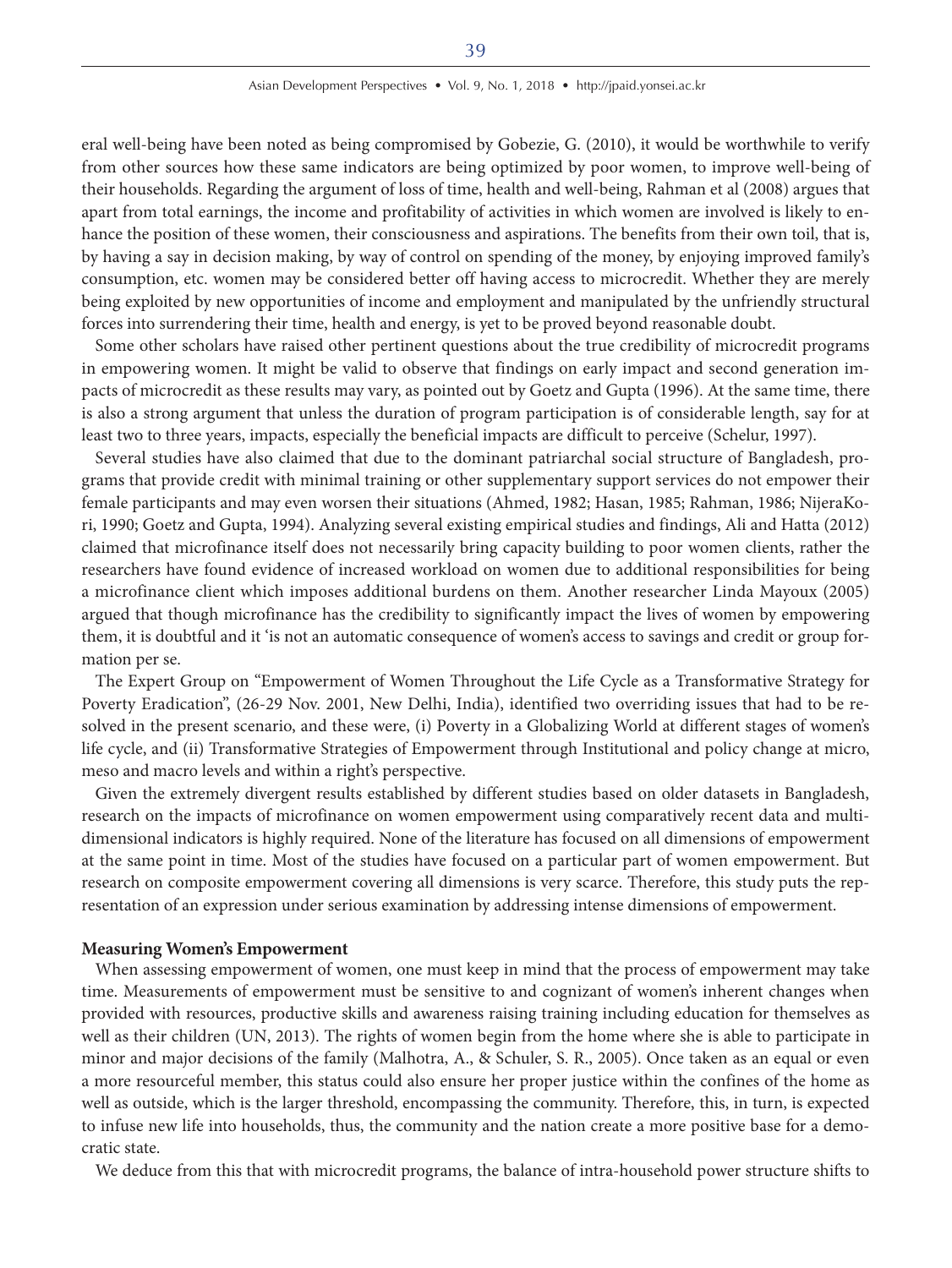eral well-being have been noted as being compromised by Gobezie, G. (2010), it would be worthwhile to verify from other sources how these same indicators are being optimized by poor women, to improve well-being of their households. Regarding the argument of loss of time, health and well-being, Rahman et al (2008) argues that apart from total earnings, the income and profitability of activities in which women are involved is likely to enhance the position of these women, their consciousness and aspirations. The benefits from their own toil, that is, by having a say in decision making, by way of control on spending of the money, by enjoying improved family's consumption, etc. women may be considered better off having access to microcredit. Whether they are merely being exploited by new opportunities of income and employment and manipulated by the unfriendly structural forces into surrendering their time, health and energy, is yet to be proved beyond reasonable doubt.

Some other scholars have raised other pertinent questions about the true credibility of microcredit programs in empowering women. It might be valid to observe that findings on early impact and second generation impacts of microcredit as these results may vary, as pointed out by Goetz and Gupta (1996). At the same time, there is also a strong argument that unless the duration of program participation is of considerable length, say for at least two to three years, impacts, especially the beneficial impacts are difficult to perceive (Schelur, 1997).

Several studies have also claimed that due to the dominant patriarchal social structure of Bangladesh, programs that provide credit with minimal training or other supplementary support services do not empower their female participants and may even worsen their situations (Ahmed, 1982; Hasan, 1985; Rahman, 1986; NijeraKori, 1990; Goetz and Gupta, 1994). Analyzing several existing empirical studies and findings, Ali and Hatta (2012) claimed that microfinance itself does not necessarily bring capacity building to poor women clients, rather the researchers have found evidence of increased workload on women due to additional responsibilities for being a microfinance client which imposes additional burdens on them. Another researcher Linda Mayoux (2005) argued that though microfinance has the credibility to significantly impact the lives of women by empowering them, it is doubtful and it 'is not an automatic consequence of women's access to savings and credit or group formation per se.

The Expert Group on "Empowerment of Women Throughout the Life Cycle as a Transformative Strategy for Poverty Eradication", (26-29 Nov. 2001, New Delhi, India), identified two overriding issues that had to be resolved in the present scenario, and these were, (i) Poverty in a Globalizing World at different stages of women's life cycle, and (ii) Transformative Strategies of Empowerment through Institutional and policy change at micro, meso and macro levels and within a right's perspective.

Given the extremely divergent results established by different studies based on older datasets in Bangladesh, research on the impacts of microfinance on women empowerment using comparatively recent data and multi-dimensional indicators is highly required. None of the literature has focused on all dimensions of empowerment at the same point in time. Most of the studies have focused on a particular part of women empowerment. But research on composite empowerment covering all dimensions is very scarce. Therefore, this study puts the representation of an expression under serious examination by addressing intense dimensions of empowerment.

**Measuring Women's Empowerment**

When assessing empowerment of women, one must keep in mind that the process of empowerment may take time. Measurements of empowerment must be sensitive to and cognizant of women's inherent changes when provided with resources, productive skills and awareness raising training including education for themselves as well as their children (UN, 2013). The rights of women begin from the home where she is able to participate in minor and major decisions of the family (Malhotra, A., & Schuler, S. R., 2005). Once taken as an equal or even a more resourceful member, this status could also ensure her proper justice within the confines of the home as well as outside, which is the larger threshold, encompassing the community. Therefore, this, in turn, is expected to infuse new life into households, thus, the community and the nation create a more positive base for a democratic state.

We deduce from this that with microcredit programs, the balance of intra-household power structure shifts to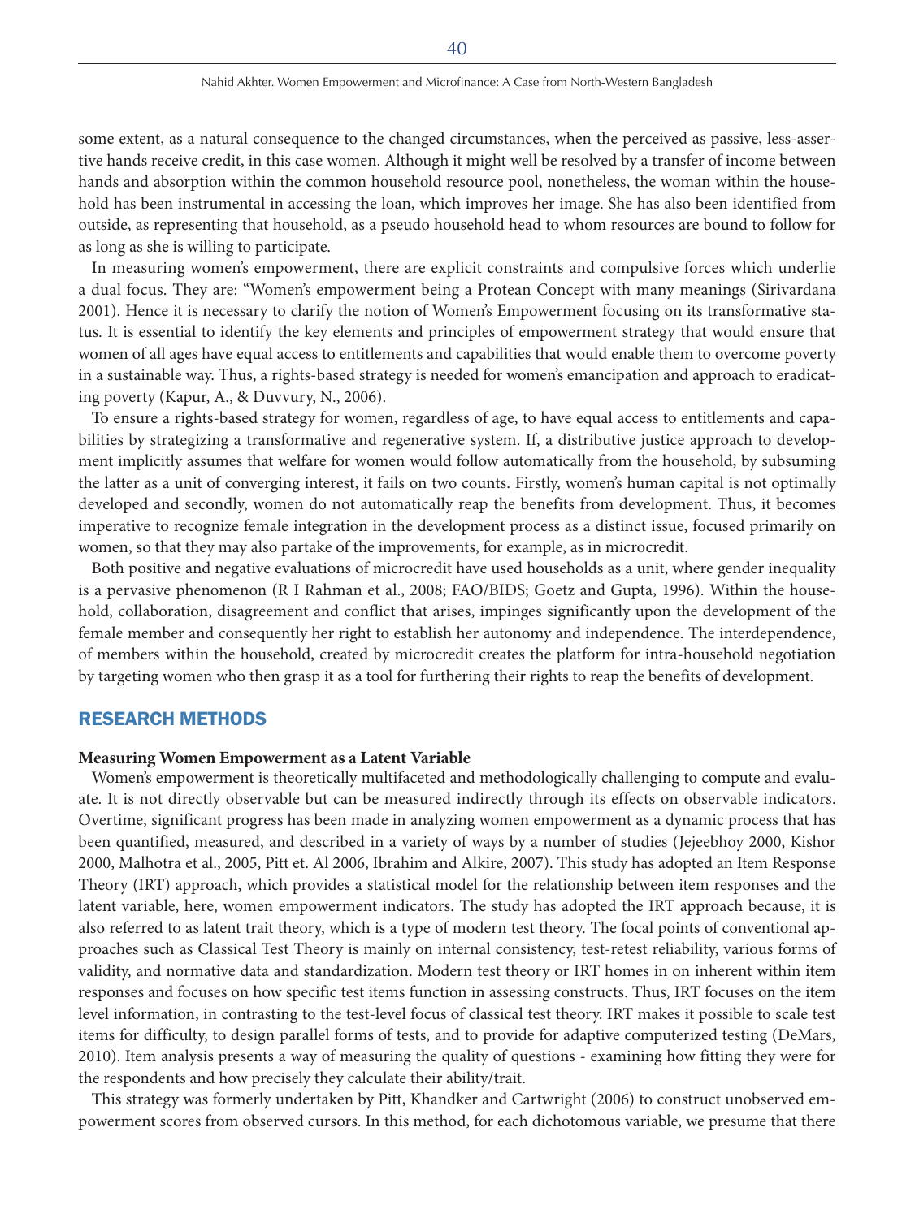some extent, as a natural consequence to the changed circumstances, when the perceived as passive, less-assertive hands receive credit, in this case women. Although it might well be resolved by a transfer of income between hands and absorption within the common household resource pool, nonetheless, the woman within the household has been instrumental in accessing the loan, which improves her image. She has also been identified from outside, as representing that household, as a pseudo household head to whom resources are bound to follow for as long as she is willing to participate.

In measuring women's empowerment, there are explicit constraints and compulsive forces which underlie a dual focus. They are: "Women's empowerment being a Protean Concept with many meanings (Sirivardana 2001). Hence it is necessary to clarify the notion of Women's Empowerment focusing on its transformative status. It is essential to identify the key elements and principles of empowerment strategy that would ensure that women of all ages have equal access to entitlements and capabilities that would enable them to overcome poverty in a sustainable way. Thus, a rights-based strategy is needed for women's emancipation and approach to eradicating poverty (Kapur, A., & Duvvury, N., 2006).

To ensure a rights-based strategy for women, regardless of age, to have equal access to entitlements and capabilities by strategizing a transformative and regenerative system. If, a distributive justice approach to development implicitly assumes that welfare for women would follow automatically from the household, by subsuming the latter as a unit of converging interest, it fails on two counts. Firstly, women's human capital is not optimally developed and secondly, women do not automatically reap the benefits from development. Thus, it becomes imperative to recognize female integration in the development process as a distinct issue, focused primarily on women, so that they may also partake of the improvements, for example, as in microcredit.

Both positive and negative evaluations of microcredit have used households as a unit, where gender inequality is a pervasive phenomenon (R I Rahman et al., 2008; FAO/BIDS; Goetz and Gupta, 1996). Within the household, collaboration, disagreement and conflict that arises, impinges significantly upon the development of the female member and consequently her right to establish her autonomy and independence. The interdependence, of members within the household, created by microcredit creates the platform for intra-household negotiation by targeting women who then grasp it as a tool for furthering their rights to reap the benefits of development.

## RESEARCH METHODS

### Measuring Women Empowerment as a Latent Variable

Women's empowerment is theoretically multifaceted and methodologically challenging to compute and evaluate. It is not directly observable but can be measured indirectly through its effects on observable indicators. Overtime, significant progress has been made in analyzing women empowerment as a dynamic process that has been quantified, measured, and described in a variety of ways by a number of studies (Jejeebhoy 2000, Kishor 2000, Malhotra et al., 2005, Pitt et. Al 2006, Ibrahim and Alkire, 2007). This study has adopted an Item Response Theory (IRT) approach, which provides a statistical model for the relationship between item responses and the latent variable, here, women empowerment indicators. The study has adopted the IRT approach because, it is also referred to as latent trait theory, which is a type of modern test theory. The focal points of conventional approaches such as Classical Test Theory is mainly on internal consistency, test-retest reliability, various forms of validity, and normative data and standardization. Modern test theory or IRT homes in on inherent within item responses and focuses on how specific test items function in assessing constructs. Thus, IRT focuses on the item level information, in contrasting to the test-level focus of classical test theory. IRT makes it possible to scale test items for difficulty, to design parallel forms of tests, and to provide for adaptive computerized testing (DeMars, 2010). Item analysis presents a way of measuring the quality of questions - examining how fitting they were for the respondents and how precisely they calculate their ability/trait.

This strategy was formerly undertaken by Pitt, Khandker and Cartwright (2006) to construct unobserved empowerment scores from observed cursors. In this method, for each dichotomous variable, we presume that there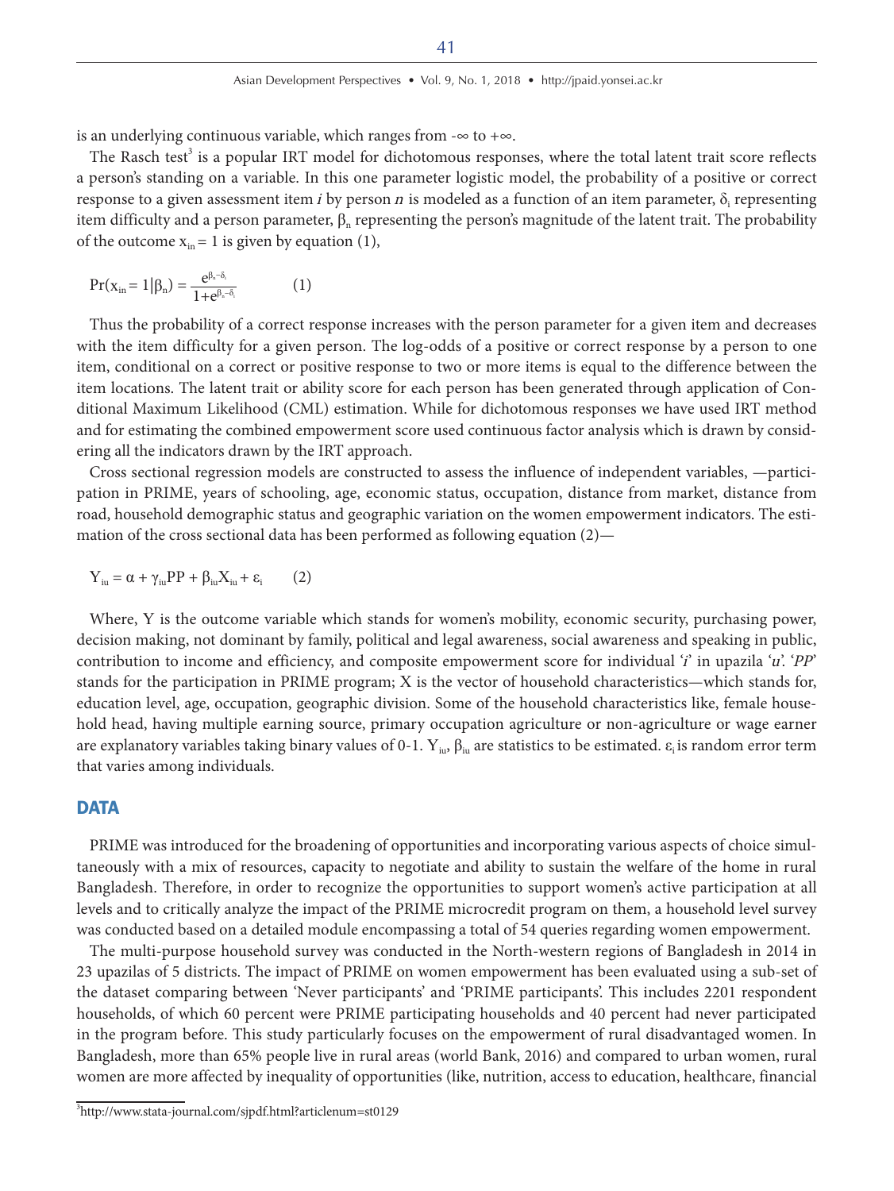is an underlying continuous variable, which ranges from -∞ to +∞.

The Rasch test[3] is a popular IRT model for dichotomous responses, where the total latent trait score reflects a person's standing on a variable. In this one parameter logistic model, the probability of a positive or correct response to a given assessment item $i$ by person $n$ is modeled as a function of an item parameter, $\delta_i$ representing item difficulty and a person parameter, $\beta_n$ representing the person's magnitude of the latent trait. The probability of the outcome $x_{in} = 1$ is given by equation (1),

$$\Pr(x_{in} = 1|\beta_n) = \frac{e^{\beta_n - \delta_i}}{1+e^{\beta_n - \delta_i}} \qquad (1)$$

Thus the probability of a correct response increases with the person parameter for a given item and decreases with the item difficulty for a given person. The log-odds of a positive or correct response by a person to one item, conditional on a correct or positive response to two or more items is equal to the difference between the item locations. The latent trait or ability score for each person has been generated through application of Conditional Maximum Likelihood (CML) estimation. While for dichotomous responses we have used IRT method and for estimating the combined empowerment score used continuous factor analysis which is drawn by considering all the indicators drawn by the IRT approach.

Cross sectional regression models are constructed to assess the influence of independent variables, —participation in PRIME, years of schooling, age, economic status, occupation, distance from market, distance from road, household demographic status and geographic variation on the women empowerment indicators. The estimation of the cross sectional data has been performed as following equation (2)—

$$Y_{iu} = \alpha + \gamma_{iu}PP + \beta_{iu}X_{iu} + \varepsilon_i \qquad (2)$$

Where, Y is the outcome variable which stands for women's mobility, economic security, purchasing power, decision making, not dominant by family, political and legal awareness, social awareness and speaking in public, contribution to income and efficiency, and composite empowerment score for individual '*i*' in upazila '*u*'. '*PP*' stands for the participation in PRIME program; X is the vector of household characteristics—which stands for, education level, age, occupation, geographic division. Some of the household characteristics like, female household head, having multiple earning source, primary occupation agriculture or non-agriculture or wage earner are explanatory variables taking binary values of 0-1. $Y_{iu}$, $\beta_{iu}$ are statistics to be estimated. $\varepsilon_i$ is random error term that varies among individuals.

## DATA

PRIME was introduced for the broadening of opportunities and incorporating various aspects of choice simultaneously with a mix of resources, capacity to negotiate and ability to sustain the welfare of the home in rural Bangladesh. Therefore, in order to recognize the opportunities to support women's active participation at all levels and to critically analyze the impact of the PRIME microcredit program on them, a household level survey was conducted based on a detailed module encompassing a total of 54 queries regarding women empowerment.

The multi-purpose household survey was conducted in the North-western regions of Bangladesh in 2014 in 23 upazilas of 5 districts. The impact of PRIME on women empowerment has been evaluated using a sub-set of the dataset comparing between 'Never participants' and 'PRIME participants'. This includes 2201 respondent households, of which 60 percent were PRIME participating households and 40 percent had never participated in the program before. This study particularly focuses on the empowerment of rural disadvantaged women. In Bangladesh, more than 65% people live in rural areas (world Bank, 2016) and compared to urban women, rural women are more affected by inequality of opportunities (like, nutrition, access to education, healthcare, financial

[3]http://www.stata-journal.com/sjpdf.html?articlenum=st0129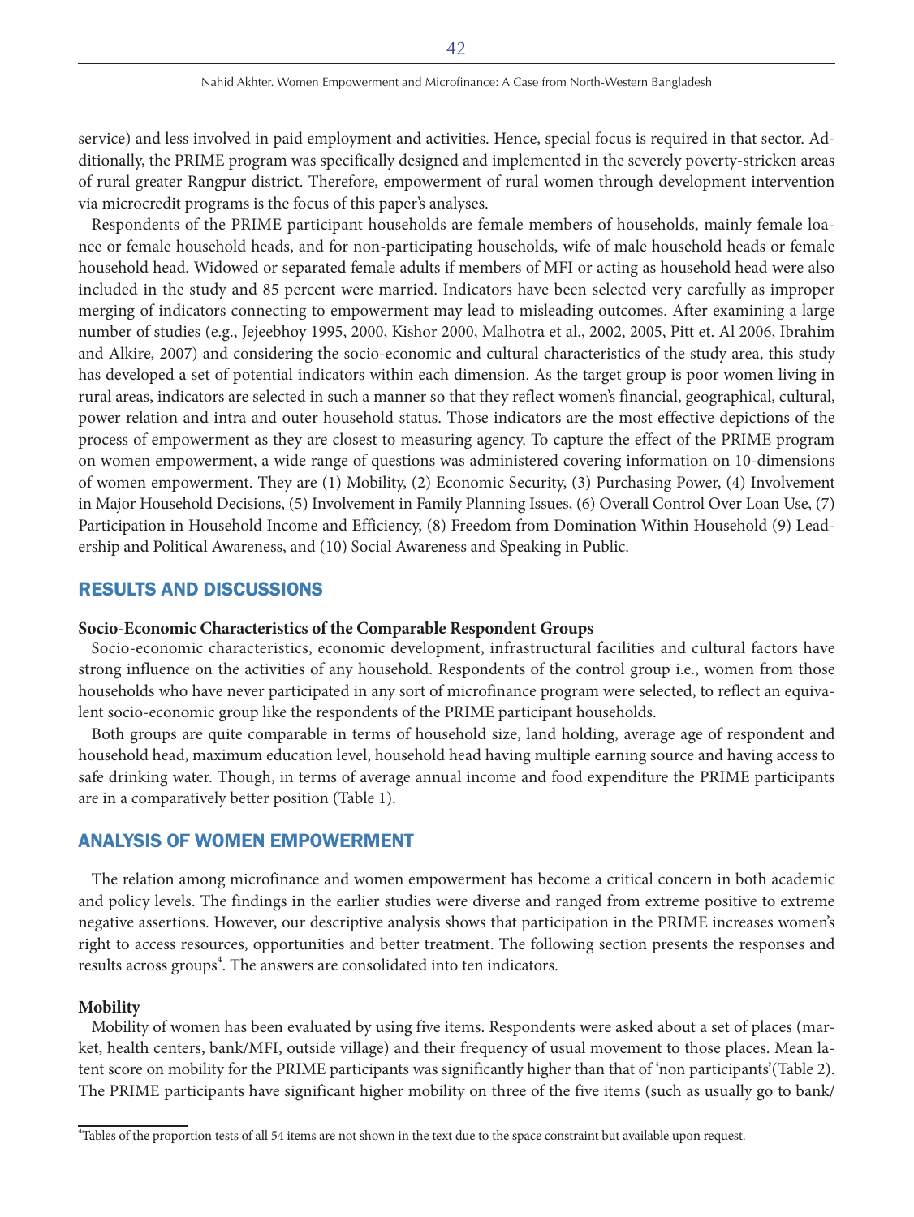service) and less involved in paid employment and activities. Hence, special focus is required in that sector. Additionally, the PRIME program was specifically designed and implemented in the severely poverty-stricken areas of rural greater Rangpur district. Therefore, empowerment of rural women through development intervention via microcredit programs is the focus of this paper's analyses.

Respondents of the PRIME participant households are female members of households, mainly female loanee or female household heads, and for non-participating households, wife of male household heads or female household head. Widowed or separated female adults if members of MFI or acting as household head were also included in the study and 85 percent were married. Indicators have been selected very carefully as improper merging of indicators connecting to empowerment may lead to misleading outcomes. After examining a large number of studies (e.g., Jejeebhoy 1995, 2000, Kishor 2000, Malhotra et al., 2002, 2005, Pitt et. Al 2006, Ibrahim and Alkire, 2007) and considering the socio-economic and cultural characteristics of the study area, this study has developed a set of potential indicators within each dimension. As the target group is poor women living in rural areas, indicators are selected in such a manner so that they reflect women's financial, geographical, cultural, power relation and intra and outer household status. Those indicators are the most effective depictions of the process of empowerment as they are closest to measuring agency. To capture the effect of the PRIME program on women empowerment, a wide range of questions was administered covering information on 10-dimensions of women empowerment. They are (1) Mobility, (2) Economic Security, (3) Purchasing Power, (4) Involvement in Major Household Decisions, (5) Involvement in Family Planning Issues, (6) Overall Control Over Loan Use, (7) Participation in Household Income and Efficiency, (8) Freedom from Domination Within Household (9) Leadership and Political Awareness, and (10) Social Awareness and Speaking in Public.

## RESULTS AND DISCUSSIONS

### Socio-Economic Characteristics of the Comparable Respondent Groups

Socio-economic characteristics, economic development, infrastructural facilities and cultural factors have strong influence on the activities of any household. Respondents of the control group i.e., women from those households who have never participated in any sort of microfinance program were selected, to reflect an equivalent socio-economic group like the respondents of the PRIME participant households.

Both groups are quite comparable in terms of household size, land holding, average age of respondent and household head, maximum education level, household head having multiple earning source and having access to safe drinking water. Though, in terms of average annual income and food expenditure the PRIME participants are in a comparatively better position (Table 1).

## ANALYSIS OF WOMEN EMPOWERMENT

The relation among microfinance and women empowerment has become a critical concern in both academic and policy levels. The findings in the earlier studies were diverse and ranged from extreme positive to extreme negative assertions. However, our descriptive analysis shows that participation in the PRIME increases women's right to access resources, opportunities and better treatment. The following section presents the responses and results across groups[4]. The answers are consolidated into ten indicators.

### Mobility

Mobility of women has been evaluated by using five items. Respondents were asked about a set of places (market, health centers, bank/MFI, outside village) and their frequency of usual movement to those places. Mean latent score on mobility for the PRIME participants was significantly higher than that of 'non participants'(Table 2). The PRIME participants have significant higher mobility on three of the five items (such as usually go to bank/

[4] Tables of the proportion tests of all 54 items are not shown in the text due to the space constraint but available upon request.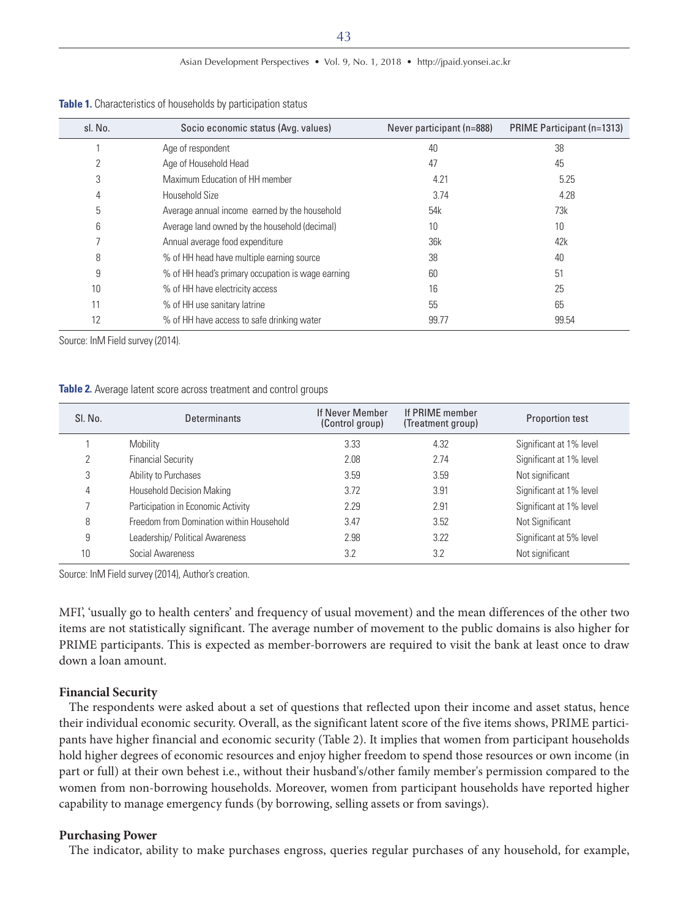**Table 1.** Characteristics of households by participation status

| sl. No. | Socio economic status (Avg. values) | Never participant (n=888) | PRIME Participant (n=1313) |
|---|---|---|---|
| 1 | Age of respondent | 40 | 38 |
| 2 | Age of Household Head | 47 | 45 |
| 3 | Maximum Education of HH member | 4.21 | 5.25 |
| 4 | Household Size | 3.74 | 4.28 |
| 5 | Average annual income earned by the household | 54k | 73k |
| 6 | Average land owned by the household (decimal) | 10 | 10 |
| 7 | Annual average food expenditure | 36k | 42k |
| 8 | % of HH head have multiple earning source | 38 | 40 |
| 9 | % of HH head's primary occupation is wage earning | 60 | 51 |
| 10 | % of HH have electricity access | 16 | 25 |
| 11 | % of HH use sanitary latrine | 55 | 65 |
| 12 | % of HH have access to safe drinking water | 99.77 | 99.54 |

Source: InM Field survey (2014).

**Table 2.** Average latent score across treatment and control groups

| Sl. No. | Determinants | If Never Member (Control group) | If PRIME member (Treatment group) | Proportion test |
|---|---|---|---|---|
| 1 | Mobility | 3.33 | 4.32 | Significant at 1% level |
| 2 | Financial Security | 2.08 | 2.74 | Significant at 1% level |
| 3 | Ability to Purchases | 3.59 | 3.59 | Not significant |
| 4 | Household Decision Making | 3.72 | 3.91 | Significant at 1% level |
| 7 | Participation in Economic Activity | 2.29 | 2.91 | Significant at 1% level |
| 8 | Freedom from Domination within Household | 3.47 | 3.52 | Not Significant |
| 9 | Leadership/ Political Awareness | 2.98 | 3.22 | Significant at 5% level |
| 10 | Social Awareness | 3.2 | 3.2 | Not significant |

Source: InM Field survey (2014), Author's creation.

MFI', 'usually go to health centers' and frequency of usual movement) and the mean differences of the other two items are not statistically significant. The average number of movement to the public domains is also higher for PRIME participants. This is expected as member-borrowers are required to visit the bank at least once to draw down a loan amount.

**Financial Security**

The respondents were asked about a set of questions that reflected upon their income and asset status, hence their individual economic security. Overall, as the significant latent score of the five items shows, PRIME participants have higher financial and economic security (Table 2). It implies that women from participant households hold higher degrees of economic resources and enjoy higher freedom to spend those resources or own income (in part or full) at their own behest i.e., without their husband's/other family member's permission compared to the women from non-borrowing households. Moreover, women from participant households have reported higher capability to manage emergency funds (by borrowing, selling assets or from savings).

**Purchasing Power**

The indicator, ability to make purchases engross, queries regular purchases of any household, for example,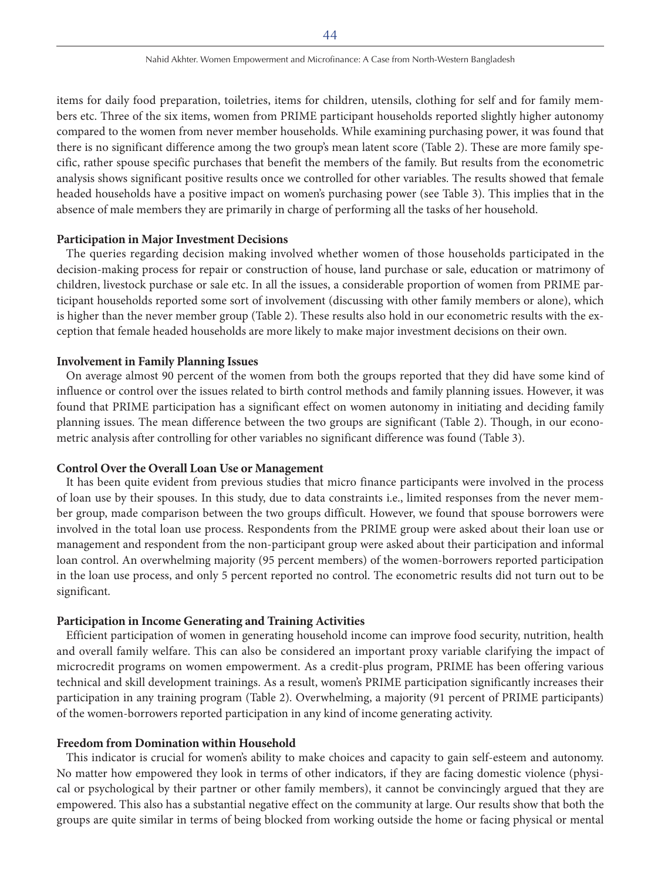items for daily food preparation, toiletries, items for children, utensils, clothing for self and for family members etc. Three of the six items, women from PRIME participant households reported slightly higher autonomy compared to the women from never member households. While examining purchasing power, it was found that there is no significant difference among the two group's mean latent score (Table 2). These are more family specific, rather spouse specific purchases that benefit the members of the family. But results from the econometric analysis shows significant positive results once we controlled for other variables. The results showed that female headed households have a positive impact on women's purchasing power (see Table 3). This implies that in the absence of male members they are primarily in charge of performing all the tasks of her household.

**Participation in Major Investment Decisions**

The queries regarding decision making involved whether women of those households participated in the decision-making process for repair or construction of house, land purchase or sale, education or matrimony of children, livestock purchase or sale etc. In all the issues, a considerable proportion of women from PRIME participant households reported some sort of involvement (discussing with other family members or alone), which is higher than the never member group (Table 2). These results also hold in our econometric results with the exception that female headed households are more likely to make major investment decisions on their own.

**Involvement in Family Planning Issues**

On average almost 90 percent of the women from both the groups reported that they did have some kind of influence or control over the issues related to birth control methods and family planning issues. However, it was found that PRIME participation has a significant effect on women autonomy in initiating and deciding family planning issues. The mean difference between the two groups are significant (Table 2). Though, in our econometric analysis after controlling for other variables no significant difference was found (Table 3).

**Control Over the Overall Loan Use or Management**

It has been quite evident from previous studies that micro finance participants were involved in the process of loan use by their spouses. In this study, due to data constraints i.e., limited responses from the never member group, made comparison between the two groups difficult. However, we found that spouse borrowers were involved in the total loan use process. Respondents from the PRIME group were asked about their loan use or management and respondent from the non-participant group were asked about their participation and informal loan control. An overwhelming majority (95 percent members) of the women-borrowers reported participation in the loan use process, and only 5 percent reported no control. The econometric results did not turn out to be significant.

**Participation in Income Generating and Training Activities**

Efficient participation of women in generating household income can improve food security, nutrition, health and overall family welfare. This can also be considered an important proxy variable clarifying the impact of microcredit programs on women empowerment. As a credit-plus program, PRIME has been offering various technical and skill development trainings. As a result, women's PRIME participation significantly increases their participation in any training program (Table 2). Overwhelming, a majority (91 percent of PRIME participants) of the women-borrowers reported participation in any kind of income generating activity.

**Freedom from Domination within Household**

This indicator is crucial for women's ability to make choices and capacity to gain self-esteem and autonomy. No matter how empowered they look in terms of other indicators, if they are facing domestic violence (physical or psychological by their partner or other family members), it cannot be convincingly argued that they are empowered. This also has a substantial negative effect on the community at large. Our results show that both the groups are quite similar in terms of being blocked from working outside the home or facing physical or mental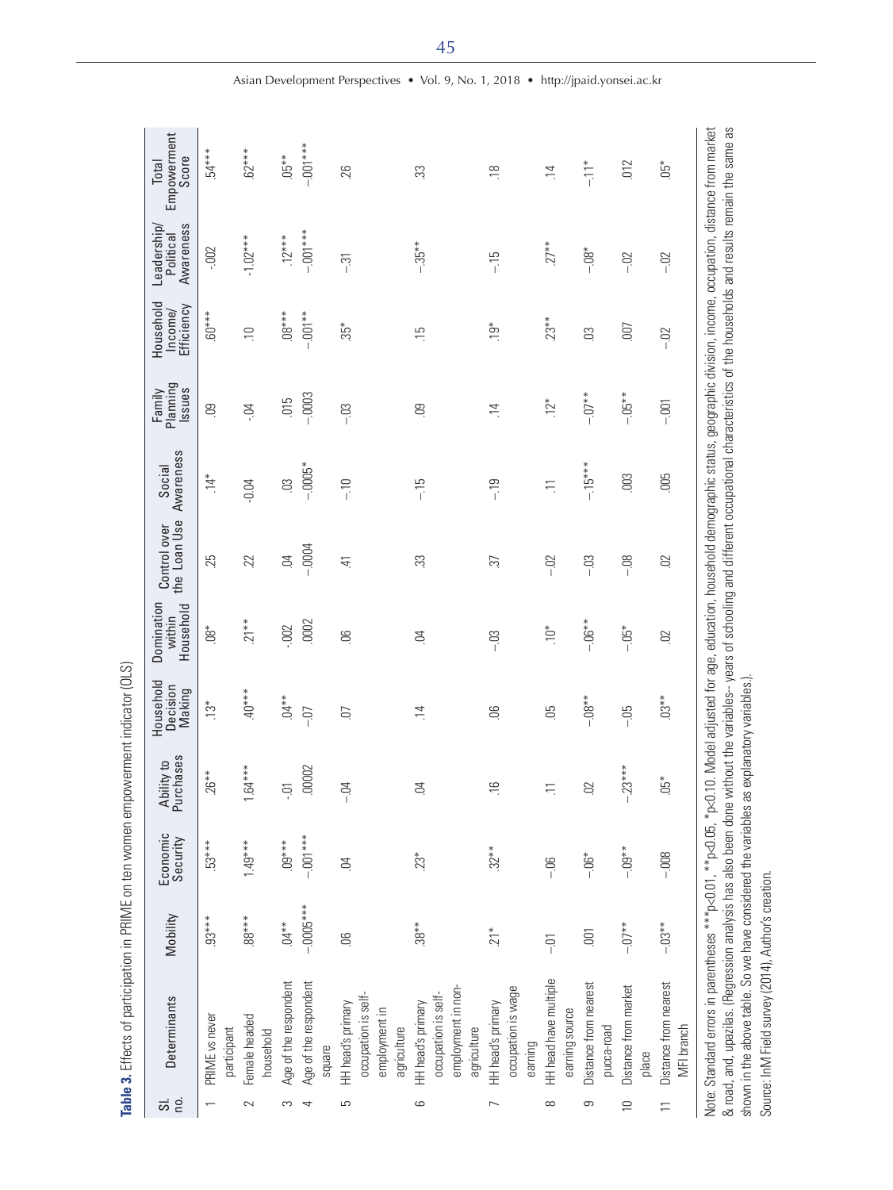**Table 3.** Effects of participation in PRIME on ten women empowerment indicator (OLS)

| Sl. no. | Determinants | Mobility | Economic Security | Ability to Purchases | Household Decision Making | Domination within Household | Control over the Loan Use | Social Awareness | Family Planning Issues | Household Income/ Efficiency | Leadership/ Political Awareness | Total Empowerment Score |
|---|---|---|---|---|---|---|---|---|---|---|---|---|
| 1 | PRIME vs never participant | .93*** | .53*** | .26** | .13* | .08* | .25 | .14* | .09 | .60*** | -.002 | .54*** |
| 2 | Female headed household | .88*** | 1.49*** | 1.64*** | .40*** | .21** | .22 | -0.04 | -.04 | .10 | -1.02*** | .62*** |
| 3 | Age of the respondent | .04** | .09*** | -.01 | .04** | -.002 | .04 | .03 | .015 | .08*** | .12*** | .05** |
| 4 | Age of the respondent square | –.0005*** | -.001*** | .00002 | -.07 | .0002 | –.0004 | -.0005* | –.0003 | -.001** | -.001*** | -.001*** |
| 5 | HH head's primary occupation is self-employment in agriculture | .06 | .04 | –.04 | .07 | .06 | .41 | –.10 | –.03 | .35* | –.31 | .26 |
| 6 | HH head's primary occupation is self-employment in non-agriculture | .38** | .23* | .04 | .14 | .04 | .33 | –.15 | .09 | .15 | -.35** | .33 |
| 7 | HH head's primary occupation is wage earning | .21* | .32** | .16 | .06 | –.03 | .37 | –.19 | .14 | .19* | –.15 | .18 |
| 8 | HH head have multiple earning source | –.01 | –.06 | .11 | .05 | .10* | –.02 | .11 | .12* | .23** | .27** | .14 |
| 9 | Distance from nearest pucca-road | .001 | –.06* | .02 | –.08** | –.06** | –.03 | –.15*** | –.07** | .03 | –.08* | –.11* |
| 10 | Distance from market place | –.07** | –.09** | –.23*** | –.05 | –.05* | –.08 | .003 | –.05** | .007 | –.02 | .012 |
| 11 | Distance from nearest MFI branch | -.03** | –.008 | .05* | .03** | .02 | .02 | .005 | –.001 | –.02 | –.02 | .05* |

Note: Standard errors in parentheses ***p<0.01, **p<0.05, *p<0.10. Model adjusted for age, education, household demographic status, geographic division, income, occupation, distance from market & road, and, upazilas. (Regression analysis has also been done without the variables-- years of schooling and different occupational characteristics of the households and results remain the same as shown in the above table. So we have considered the variables as explanatory variables.).

Source: InM Field survey (2014), Author's creation.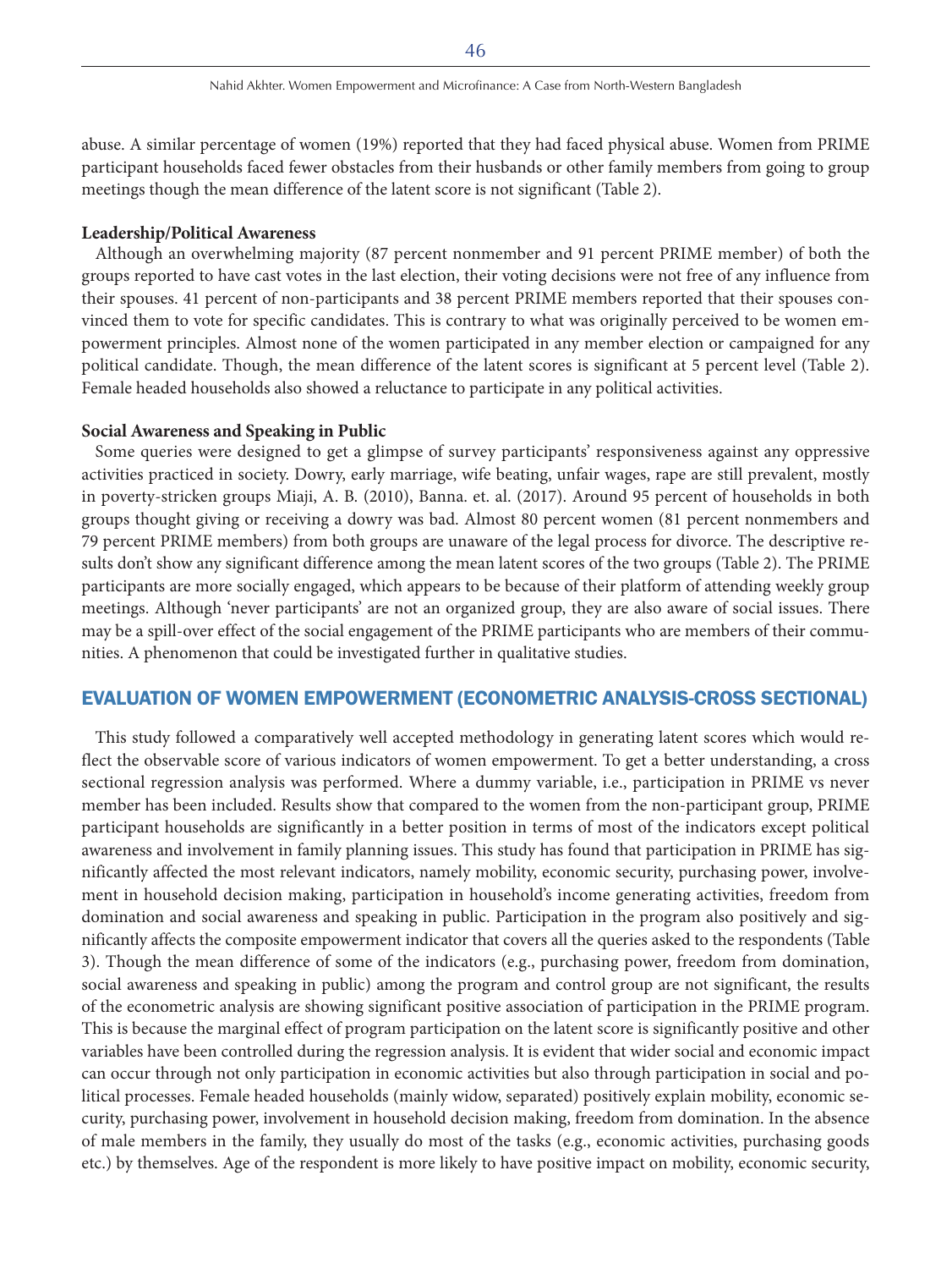abuse. A similar percentage of women (19%) reported that they had faced physical abuse. Women from PRIME participant households faced fewer obstacles from their husbands or other family members from going to group meetings though the mean difference of the latent score is not significant (Table 2).

**Leadership/Political Awareness**

Although an overwhelming majority (87 percent nonmember and 91 percent PRIME member) of both the groups reported to have cast votes in the last election, their voting decisions were not free of any influence from their spouses. 41 percent of non-participants and 38 percent PRIME members reported that their spouses convinced them to vote for specific candidates. This is contrary to what was originally perceived to be women empowerment principles. Almost none of the women participated in any member election or campaigned for any political candidate. Though, the mean difference of the latent scores is significant at 5 percent level (Table 2). Female headed households also showed a reluctance to participate in any political activities.

**Social Awareness and Speaking in Public**

Some queries were designed to get a glimpse of survey participants' responsiveness against any oppressive activities practiced in society. Dowry, early marriage, wife beating, unfair wages, rape are still prevalent, mostly in poverty-stricken groups Miaji, A. B. (2010), Banna. et. al. (2017). Around 95 percent of households in both groups thought giving or receiving a dowry was bad. Almost 80 percent women (81 percent nonmembers and 79 percent PRIME members) from both groups are unaware of the legal process for divorce. The descriptive results don't show any significant difference among the mean latent scores of the two groups (Table 2). The PRIME participants are more socially engaged, which appears to be because of their platform of attending weekly group meetings. Although 'never participants' are not an organized group, they are also aware of social issues. There may be a spill-over effect of the social engagement of the PRIME participants who are members of their communities. A phenomenon that could be investigated further in qualitative studies.

## EVALUATION OF WOMEN EMPOWERMENT (ECONOMETRIC ANALYSIS-CROSS SECTIONAL)

This study followed a comparatively well accepted methodology in generating latent scores which would reflect the observable score of various indicators of women empowerment. To get a better understanding, a cross sectional regression analysis was performed. Where a dummy variable, i.e., participation in PRIME vs never member has been included. Results show that compared to the women from the non-participant group, PRIME participant households are significantly in a better position in terms of most of the indicators except political awareness and involvement in family planning issues. This study has found that participation in PRIME has significantly affected the most relevant indicators, namely mobility, economic security, purchasing power, involvement in household decision making, participation in household's income generating activities, freedom from domination and social awareness and speaking in public. Participation in the program also positively and significantly affects the composite empowerment indicator that covers all the queries asked to the respondents (Table 3). Though the mean difference of some of the indicators (e.g., purchasing power, freedom from domination, social awareness and speaking in public) among the program and control group are not significant, the results of the econometric analysis are showing significant positive association of participation in the PRIME program. This is because the marginal effect of program participation on the latent score is significantly positive and other variables have been controlled during the regression analysis. It is evident that wider social and economic impact can occur through not only participation in economic activities but also through participation in social and political processes. Female headed households (mainly widow, separated) positively explain mobility, economic security, purchasing power, involvement in household decision making, freedom from domination. In the absence of male members in the family, they usually do most of the tasks (e.g., economic activities, purchasing goods etc.) by themselves. Age of the respondent is more likely to have positive impact on mobility, economic security,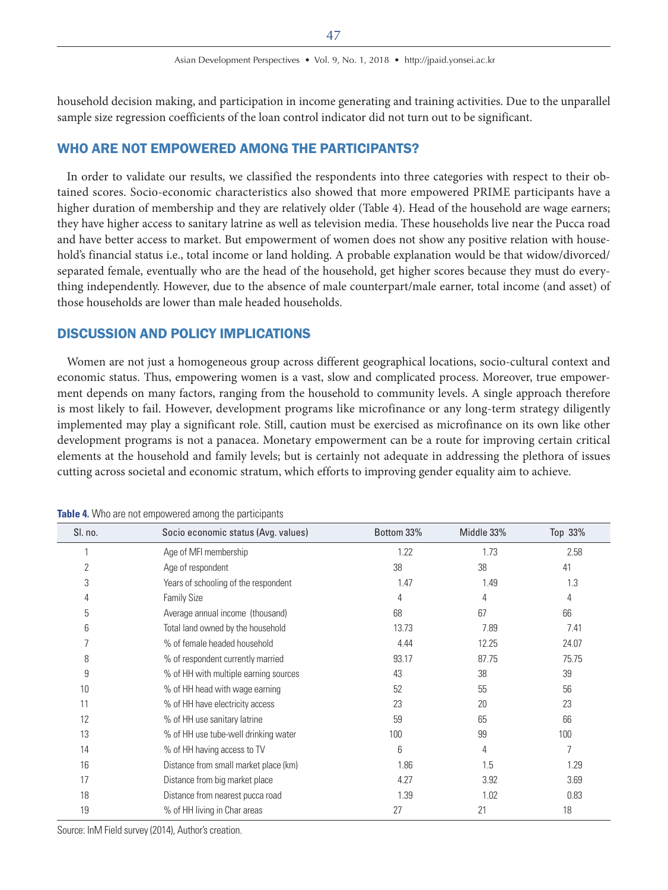household decision making, and participation in income generating and training activities. Due to the unparallel sample size regression coefficients of the loan control indicator did not turn out to be significant.

## WHO ARE NOT EMPOWERED AMONG THE PARTICIPANTS?

In order to validate our results, we classified the respondents into three categories with respect to their obtained scores. Socio-economic characteristics also showed that more empowered PRIME participants have a higher duration of membership and they are relatively older (Table 4). Head of the household are wage earners; they have higher access to sanitary latrine as well as television media. These households live near the Pucca road and have better access to market. But empowerment of women does not show any positive relation with household's financial status i.e., total income or land holding. A probable explanation would be that widow/divorced/separated female, eventually who are the head of the household, get higher scores because they must do everything independently. However, due to the absence of male counterpart/male earner, total income (and asset) of those households are lower than male headed households.

## DISCUSSION AND POLICY IMPLICATIONS

Women are not just a homogeneous group across different geographical locations, socio-cultural context and economic status. Thus, empowering women is a vast, slow and complicated process. Moreover, true empowerment depends on many factors, ranging from the household to community levels. A single approach therefore is most likely to fail. However, development programs like microfinance or any long-term strategy diligently implemented may play a significant role. Still, caution must be exercised as microfinance on its own like other development programs is not a panacea. Monetary empowerment can be a route for improving certain critical elements at the household and family levels; but is certainly not adequate in addressing the plethora of issues cutting across societal and economic stratum, which efforts to improving gender equality aim to achieve.

**Table 4.** Who are not empowered among the participants

| Sl. no. | Socio economic status (Avg. values) | Bottom 33% | Middle 33% | Top 33% |
|---|---|---|---|---|
| 1 | Age of MFI membership | 1.22 | 1.73 | 2.58 |
| 2 | Age of respondent | 38 | 38 | 41 |
| 3 | Years of schooling of the respondent | 1.47 | 1.49 | 1.3 |
| 4 | Family Size | 4 | 4 | 4 |
| 5 | Average annual income (thousand) | 68 | 67 | 66 |
| 6 | Total land owned by the household | 13.73 | 7.89 | 7.41 |
| 7 | % of female headed household | 4.44 | 12.25 | 24.07 |
| 8 | % of respondent currently married | 93.17 | 87.75 | 75.75 |
| 9 | % of HH with multiple earning sources | 43 | 38 | 39 |
| 10 | % of HH head with wage earning | 52 | 55 | 56 |
| 11 | % of HH have electricity access | 23 | 20 | 23 |
| 12 | % of HH use sanitary latrine | 59 | 65 | 66 |
| 13 | % of HH use tube-well drinking water | 100 | 99 | 100 |
| 14 | % of HH having access to TV | 6 | 4 | 7 |
| 16 | Distance from small market place (km) | 1.86 | 1.5 | 1.29 |
| 17 | Distance from big market place | 4.27 | 3.92 | 3.69 |
| 18 | Distance from nearest pucca road | 1.39 | 1.02 | 0.83 |
| 19 | % of HH living in Char areas | 27 | 21 | 18 |

Source: InM Field survey (2014), Author's creation.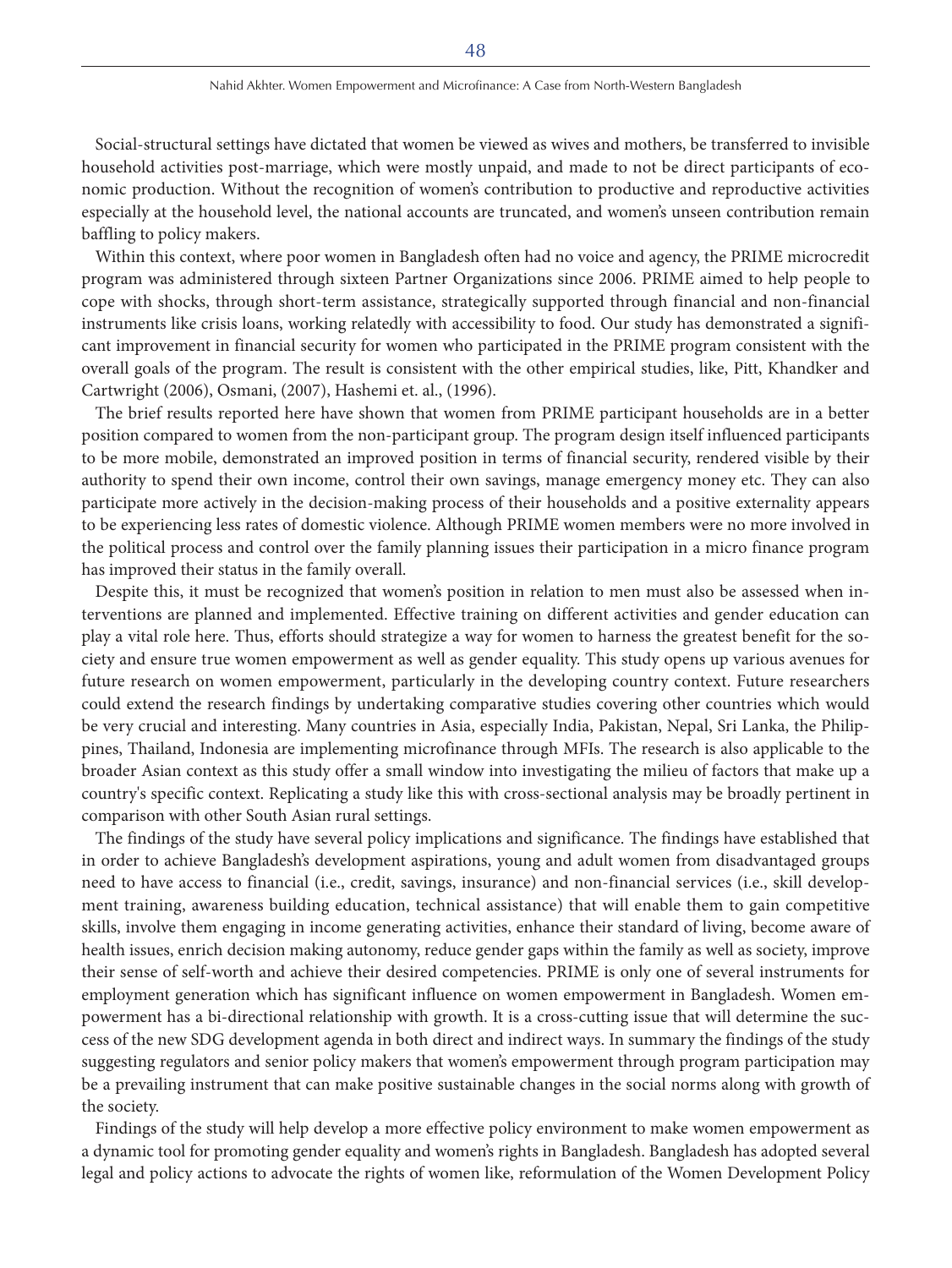Social-structural settings have dictated that women be viewed as wives and mothers, be transferred to invisible household activities post-marriage, which were mostly unpaid, and made to not be direct participants of economic production. Without the recognition of women's contribution to productive and reproductive activities especially at the household level, the national accounts are truncated, and women's unseen contribution remain baffling to policy makers.

Within this context, where poor women in Bangladesh often had no voice and agency, the PRIME microcredit program was administered through sixteen Partner Organizations since 2006. PRIME aimed to help people to cope with shocks, through short-term assistance, strategically supported through financial and non-financial instruments like crisis loans, working relatedly with accessibility to food. Our study has demonstrated a significant improvement in financial security for women who participated in the PRIME program consistent with the overall goals of the program. The result is consistent with the other empirical studies, like, Pitt, Khandker and Cartwright (2006), Osmani, (2007), Hashemi et. al., (1996).

The brief results reported here have shown that women from PRIME participant households are in a better position compared to women from the non-participant group. The program design itself influenced participants to be more mobile, demonstrated an improved position in terms of financial security, rendered visible by their authority to spend their own income, control their own savings, manage emergency money etc. They can also participate more actively in the decision-making process of their households and a positive externality appears to be experiencing less rates of domestic violence. Although PRIME women members were no more involved in the political process and control over the family planning issues their participation in a micro finance program has improved their status in the family overall.

Despite this, it must be recognized that women's position in relation to men must also be assessed when interventions are planned and implemented. Effective training on different activities and gender education can play a vital role here. Thus, efforts should strategize a way for women to harness the greatest benefit for the society and ensure true women empowerment as well as gender equality. This study opens up various avenues for future research on women empowerment, particularly in the developing country context. Future researchers could extend the research findings by undertaking comparative studies covering other countries which would be very crucial and interesting. Many countries in Asia, especially India, Pakistan, Nepal, Sri Lanka, the Philippines, Thailand, Indonesia are implementing microfinance through MFIs. The research is also applicable to the broader Asian context as this study offer a small window into investigating the milieu of factors that make up a country's specific context. Replicating a study like this with cross-sectional analysis may be broadly pertinent in comparison with other South Asian rural settings.

The findings of the study have several policy implications and significance. The findings have established that in order to achieve Bangladesh's development aspirations, young and adult women from disadvantaged groups need to have access to financial (i.e., credit, savings, insurance) and non-financial services (i.e., skill development training, awareness building education, technical assistance) that will enable them to gain competitive skills, involve them engaging in income generating activities, enhance their standard of living, become aware of health issues, enrich decision making autonomy, reduce gender gaps within the family as well as society, improve their sense of self-worth and achieve their desired competencies. PRIME is only one of several instruments for employment generation which has significant influence on women empowerment in Bangladesh. Women empowerment has a bi-directional relationship with growth. It is a cross-cutting issue that will determine the success of the new SDG development agenda in both direct and indirect ways. In summary the findings of the study suggesting regulators and senior policy makers that women's empowerment through program participation may be a prevailing instrument that can make positive sustainable changes in the social norms along with growth of the society.

Findings of the study will help develop a more effective policy environment to make women empowerment as a dynamic tool for promoting gender equality and women's rights in Bangladesh. Bangladesh has adopted several legal and policy actions to advocate the rights of women like, reformulation of the Women Development Policy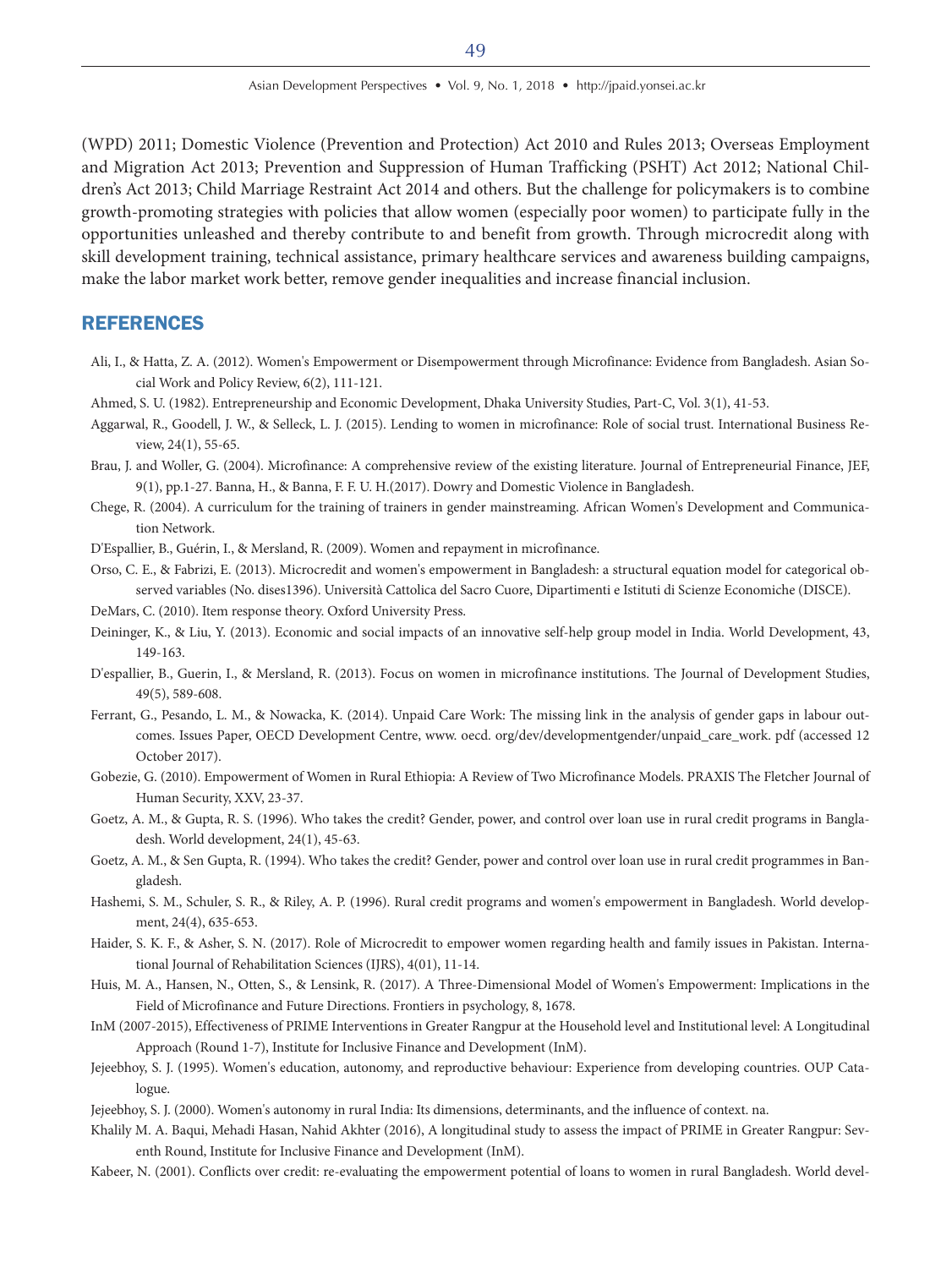(WPD) 2011; Domestic Violence (Prevention and Protection) Act 2010 and Rules 2013; Overseas Employment and Migration Act 2013; Prevention and Suppression of Human Trafficking (PSHT) Act 2012; National Children's Act 2013; Child Marriage Restraint Act 2014 and others. But the challenge for policymakers is to combine growth-promoting strategies with policies that allow women (especially poor women) to participate fully in the opportunities unleashed and thereby contribute to and benefit from growth. Through microcredit along with skill development training, technical assistance, primary healthcare services and awareness building campaigns, make the labor market work better, remove gender inequalities and increase financial inclusion.

## REFERENCES

Ali, I., & Hatta, Z. A. (2012). Women's Empowerment or Disempowerment through Microfinance: Evidence from Bangladesh. Asian Social Work and Policy Review, 6(2), 111-121.

Ahmed, S. U. (1982). Entrepreneurship and Economic Development, Dhaka University Studies, Part-C, Vol. 3(1), 41-53.

Aggarwal, R., Goodell, J. W., & Selleck, L. J. (2015). Lending to women in microfinance: Role of social trust. International Business Review, 24(1), 55-65.

Brau, J. and Woller, G. (2004). Microfinance: A comprehensive review of the existing literature. Journal of Entrepreneurial Finance, JEF, 9(1), pp.1-27. Banna, H., & Banna, F. F. U. H.(2017). Dowry and Domestic Violence in Bangladesh.

Chege, R. (2004). A curriculum for the training of trainers in gender mainstreaming. African Women's Development and Communication Network.

D'Espallier, B., Guérin, I., & Mersland, R. (2009). Women and repayment in microfinance.

Orso, C. E., & Fabrizi, E. (2013). Microcredit and women's empowerment in Bangladesh: a structural equation model for categorical observed variables (No. dises1396). Università Cattolica del Sacro Cuore, Dipartimenti e Istituti di Scienze Economiche (DISCE).

DeMars, C. (2010). Item response theory. Oxford University Press.

Deininger, K., & Liu, Y. (2013). Economic and social impacts of an innovative self-help group model in India. World Development, 43, 149-163.

D'espallier, B., Guerin, I., & Mersland, R. (2013). Focus on women in microfinance institutions. The Journal of Development Studies, 49(5), 589-608.

Ferrant, G., Pesando, L. M., & Nowacka, K. (2014). Unpaid Care Work: The missing link in the analysis of gender gaps in labour outcomes. Issues Paper, OECD Development Centre, www. oecd. org/dev/developmentgender/unpaid_care_work. pdf (accessed 12 October 2017).

Gobezie, G. (2010). Empowerment of Women in Rural Ethiopia: A Review of Two Microfinance Models. PRAXIS The Fletcher Journal of Human Security, XXV, 23-37.

Goetz, A. M., & Gupta, R. S. (1996). Who takes the credit? Gender, power, and control over loan use in rural credit programs in Bangladesh. World development, 24(1), 45-63.

Goetz, A. M., & Sen Gupta, R. (1994). Who takes the credit? Gender, power and control over loan use in rural credit programmes in Bangladesh.

Hashemi, S. M., Schuler, S. R., & Riley, A. P. (1996). Rural credit programs and women's empowerment in Bangladesh. World development, 24(4), 635-653.

Haider, S. K. F., & Asher, S. N. (2017). Role of Microcredit to empower women regarding health and family issues in Pakistan. International Journal of Rehabilitation Sciences (IJRS), 4(01), 11-14.

Huis, M. A., Hansen, N., Otten, S., & Lensink, R. (2017). A Three-Dimensional Model of Women's Empowerment: Implications in the Field of Microfinance and Future Directions. Frontiers in psychology, 8, 1678.

InM (2007-2015), Effectiveness of PRIME Interventions in Greater Rangpur at the Household level and Institutional level: A Longitudinal Approach (Round 1-7), Institute for Inclusive Finance and Development (InM).

Jejeebhoy, S. J. (1995). Women's education, autonomy, and reproductive behaviour: Experience from developing countries. OUP Catalogue.

Jejeebhoy, S. J. (2000). Women's autonomy in rural India: Its dimensions, determinants, and the influence of context. na.

Khalily M. A. Baqui, Mehadi Hasan, Nahid Akhter (2016), A longitudinal study to assess the impact of PRIME in Greater Rangpur: Seventh Round, Institute for Inclusive Finance and Development (InM).

Kabeer, N. (2001). Conflicts over credit: re-evaluating the empowerment potential of loans to women in rural Bangladesh. World devel-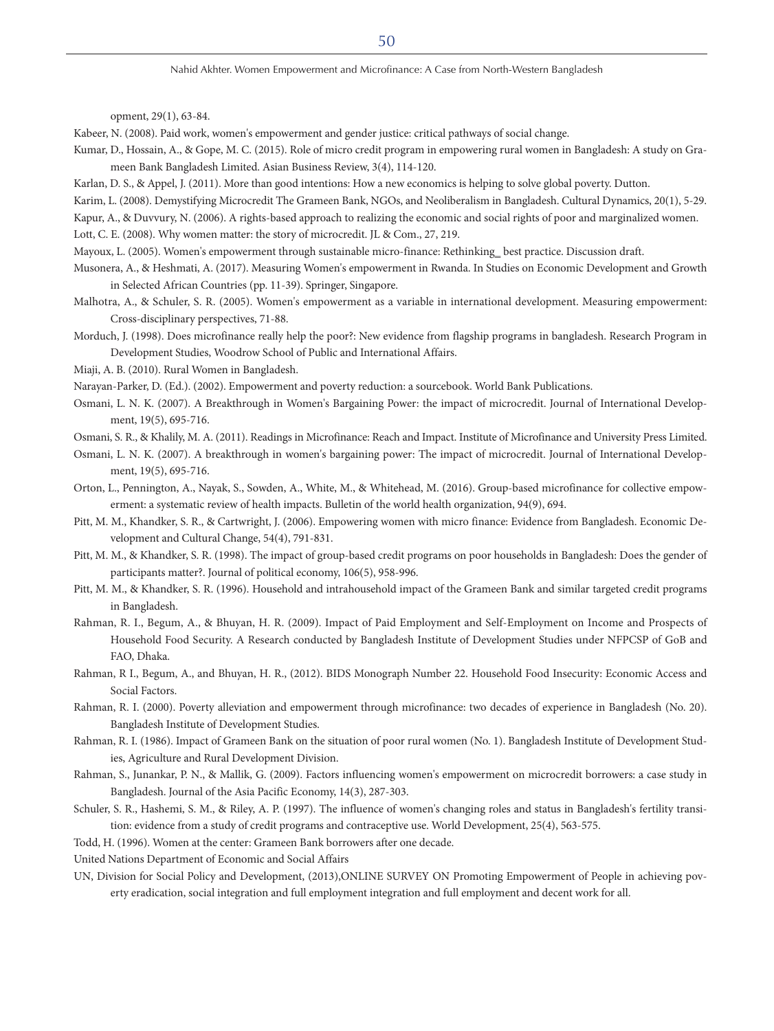opment, 29(1), 63-84.

Kabeer, N. (2008). Paid work, women's empowerment and gender justice: critical pathways of social change.

Kumar, D., Hossain, A., & Gope, M. C. (2015). Role of micro credit program in empowering rural women in Bangladesh: A study on Grameen Bank Bangladesh Limited. Asian Business Review, 3(4), 114-120.

Karlan, D. S., & Appel, J. (2011). More than good intentions: How a new economics is helping to solve global poverty. Dutton.

Karim, L. (2008). Demystifying Microcredit The Grameen Bank, NGOs, and Neoliberalism in Bangladesh. Cultural Dynamics, 20(1), 5-29.

Kapur, A., & Duvvury, N. (2006). A rights-based approach to realizing the economic and social rights of poor and marginalized women.

Lott, C. E. (2008). Why women matter: the story of microcredit. JL & Com., 27, 219.

Mayoux, L. (2005). Women's empowerment through sustainable micro-finance: Rethinking_ best practice. Discussion draft.

Musonera, A., & Heshmati, A. (2017). Measuring Women's empowerment in Rwanda. In Studies on Economic Development and Growth in Selected African Countries (pp. 11-39). Springer, Singapore.

Malhotra, A., & Schuler, S. R. (2005). Women's empowerment as a variable in international development. Measuring empowerment: Cross-disciplinary perspectives, 71-88.

Morduch, J. (1998). Does microfinance really help the poor?: New evidence from flagship programs in bangladesh. Research Program in Development Studies, Woodrow School of Public and International Affairs.

Miaji, A. B. (2010). Rural Women in Bangladesh.

Narayan-Parker, D. (Ed.). (2002). Empowerment and poverty reduction: a sourcebook. World Bank Publications.

Osmani, L. N. K. (2007). A Breakthrough in Women's Bargaining Power: the impact of microcredit. Journal of International Development, 19(5), 695-716.

Osmani, S. R., & Khalily, M. A. (2011). Readings in Microfinance: Reach and Impact. Institute of Microfinance and University Press Limited.

Osmani, L. N. K. (2007). A breakthrough in women's bargaining power: The impact of microcredit. Journal of International Development, 19(5), 695-716.

Orton, L., Pennington, A., Nayak, S., Sowden, A., White, M., & Whitehead, M. (2016). Group-based microfinance for collective empowerment: a systematic review of health impacts. Bulletin of the world health organization, 94(9), 694.

Pitt, M. M., Khandker, S. R., & Cartwright, J. (2006). Empowering women with micro finance: Evidence from Bangladesh. Economic Development and Cultural Change, 54(4), 791-831.

Pitt, M. M., & Khandker, S. R. (1998). The impact of group-based credit programs on poor households in Bangladesh: Does the gender of participants matter?. Journal of political economy, 106(5), 958-996.

Pitt, M. M., & Khandker, S. R. (1996). Household and intrahousehold impact of the Grameen Bank and similar targeted credit programs in Bangladesh.

Rahman, R. I., Begum, A., & Bhuyan, H. R. (2009). Impact of Paid Employment and Self-Employment on Income and Prospects of Household Food Security. A Research conducted by Bangladesh Institute of Development Studies under NFPCSP of GoB and FAO, Dhaka.

Rahman, R I., Begum, A., and Bhuyan, H. R., (2012). BIDS Monograph Number 22. Household Food Insecurity: Economic Access and Social Factors.

Rahman, R. I. (2000). Poverty alleviation and empowerment through microfinance: two decades of experience in Bangladesh (No. 20). Bangladesh Institute of Development Studies.

Rahman, R. I. (1986). Impact of Grameen Bank on the situation of poor rural women (No. 1). Bangladesh Institute of Development Studies, Agriculture and Rural Development Division.

Rahman, S., Junankar, P. N., & Mallik, G. (2009). Factors influencing women's empowerment on microcredit borrowers: a case study in Bangladesh. Journal of the Asia Pacific Economy, 14(3), 287-303.

Schuler, S. R., Hashemi, S. M., & Riley, A. P. (1997). The influence of women's changing roles and status in Bangladesh's fertility transition: evidence from a study of credit programs and contraceptive use. World Development, 25(4), 563-575.

Todd, H. (1996). Women at the center: Grameen Bank borrowers after one decade.

United Nations Department of Economic and Social Affairs

UN, Division for Social Policy and Development, (2013),ONLINE SURVEY ON Promoting Empowerment of People in achieving poverty eradication, social integration and full employment integration and full employment and decent work for all.